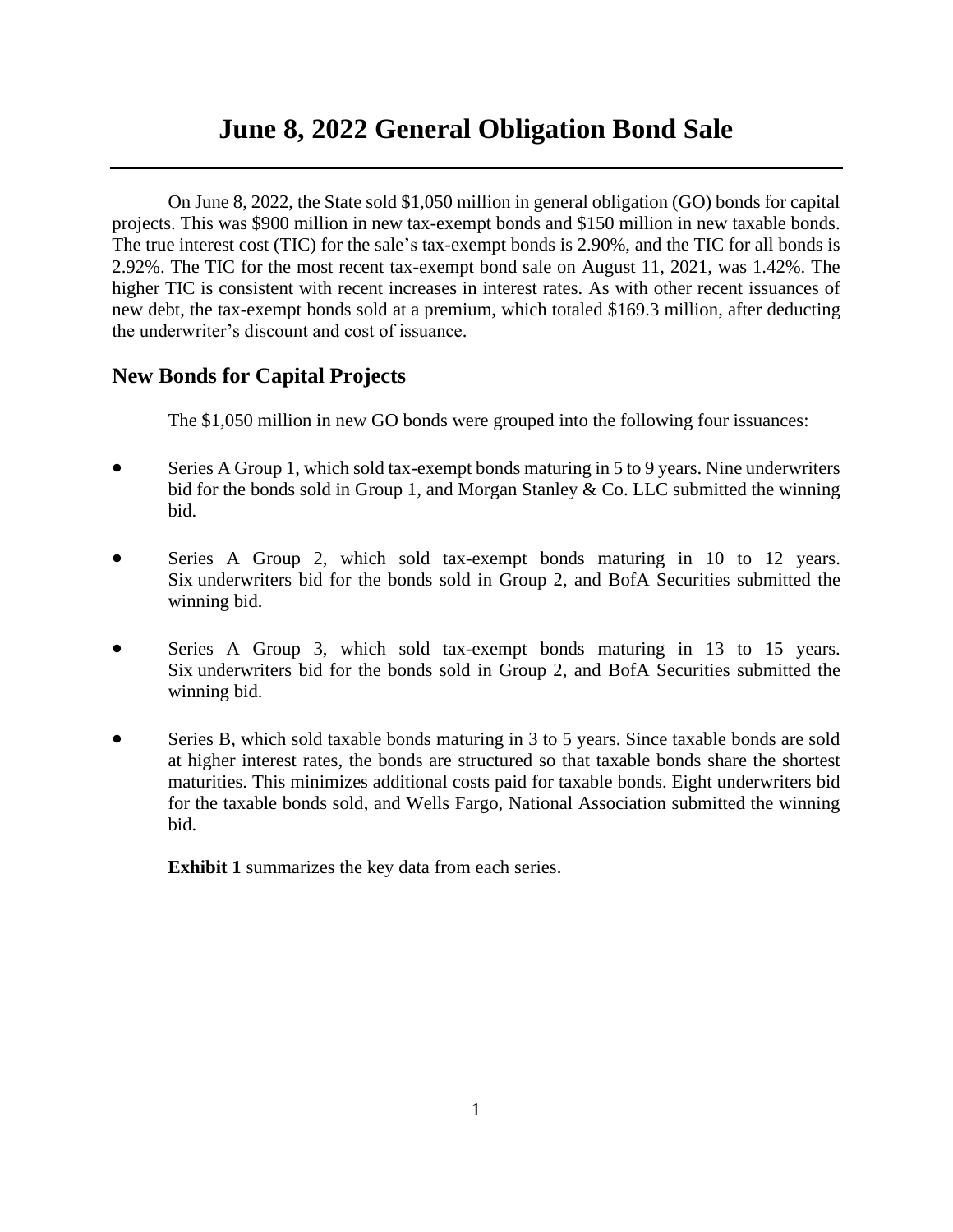# June 8, 2022 General Obligation Bond Sale

On June 8, 2022, the State sold $1,050 million in general obligation (GO) bonds for capital projects. This was $900 million in new tax-exempt bonds and $150 million in new taxable bonds. The true interest cost (TIC) for the sale's tax-exempt bonds is 2.90%, and the TIC for all bonds is 2.92%. The TIC for the most recent tax-exempt bond sale on August 11, 2021, was 1.42%. The higher TIC is consistent with recent increases in interest rates. As with other recent issuances of new debt, the tax-exempt bonds sold at a premium, which totaled $169.3 million, after deducting the underwriter's discount and cost of issuance.

## New Bonds for Capital Projects

The $1,050 million in new GO bonds were grouped into the following four issuances:

- Series A Group 1, which sold tax-exempt bonds maturing in 5 to 9 years. Nine underwriters bid for the bonds sold in Group 1, and Morgan Stanley & Co. LLC submitted the winning bid.
- Series A Group 2, which sold tax-exempt bonds maturing in 10 to 12 years. Six underwriters bid for the bonds sold in Group 2, and BofA Securities submitted the winning bid.
- Series A Group 3, which sold tax-exempt bonds maturing in 13 to 15 years. Six underwriters bid for the bonds sold in Group 2, and BofA Securities submitted the winning bid.
- Series B, which sold taxable bonds maturing in 3 to 5 years. Since taxable bonds are sold at higher interest rates, the bonds are structured so that taxable bonds share the shortest maturities. This minimizes additional costs paid for taxable bonds. Eight underwriters bid for the taxable bonds sold, and Wells Fargo, National Association submitted the winning bid.

**Exhibit 1** summarizes the key data from each series.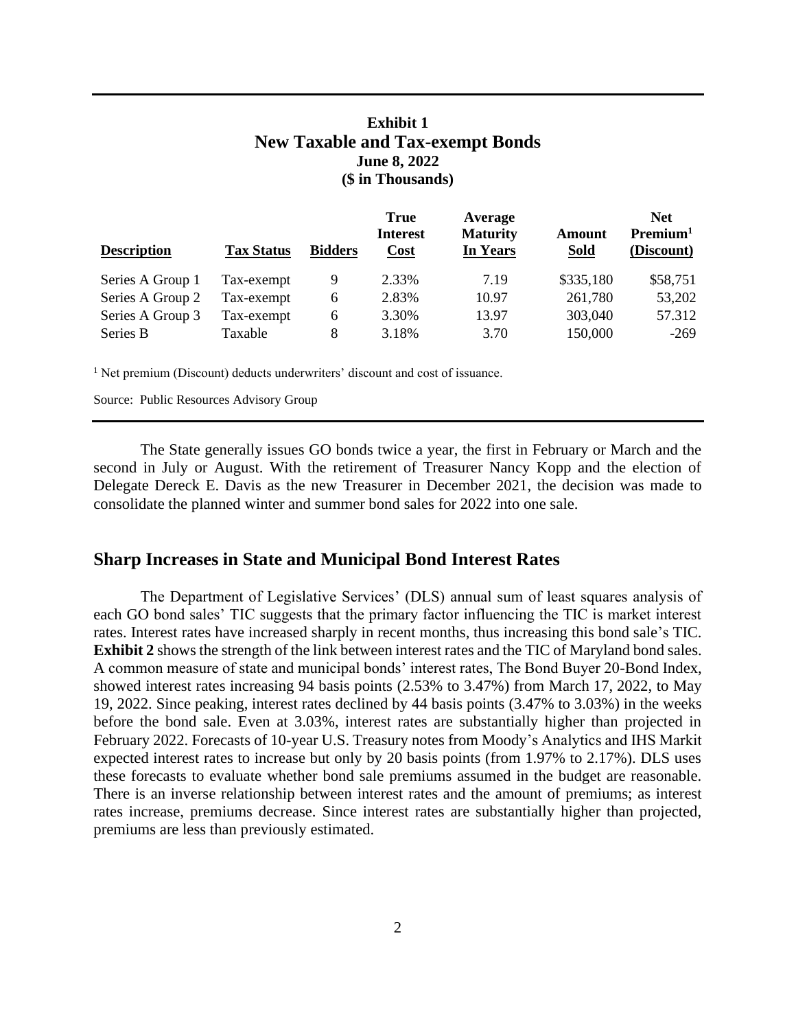**Exhibit 1**
**New Taxable and Tax-exempt Bonds**
**June 8, 2022**
**($ in Thousands)**

| Description | Tax Status | Bidders | True Interest Cost | Average Maturity In Years | Amount Sold | Net Premium[1] (Discount) |
|---|---|---|---|---|---|---|
| Series A Group 1 | Tax-exempt | 9 | 2.33% | 7.19 | $335,180 | $58,751 |
| Series A Group 2 | Tax-exempt | 6 | 2.83% | 10.97 | 261,780 | 53,202 |
| Series A Group 3 | Tax-exempt | 6 | 3.30% | 13.97 | 303,040 | 57.312 |
| Series B | Taxable | 8 | 3.18% | 3.70 | 150,000 | -269 |

[1] Net premium (Discount) deducts underwriters' discount and cost of issuance.

Source: Public Resources Advisory Group

The State generally issues GO bonds twice a year, the first in February or March and the second in July or August. With the retirement of Treasurer Nancy Kopp and the election of Delegate Dereck E. Davis as the new Treasurer in December 2021, the decision was made to consolidate the planned winter and summer bond sales for 2022 into one sale.

## Sharp Increases in State and Municipal Bond Interest Rates

The Department of Legislative Services' (DLS) annual sum of least squares analysis of each GO bond sales' TIC suggests that the primary factor influencing the TIC is market interest rates. Interest rates have increased sharply in recent months, thus increasing this bond sale's TIC. **Exhibit 2** shows the strength of the link between interest rates and the TIC of Maryland bond sales. A common measure of state and municipal bonds' interest rates, The Bond Buyer 20-Bond Index, showed interest rates increasing 94 basis points (2.53% to 3.47%) from March 17, 2022, to May 19, 2022. Since peaking, interest rates declined by 44 basis points (3.47% to 3.03%) in the weeks before the bond sale. Even at 3.03%, interest rates are substantially higher than projected in February 2022. Forecasts of 10-year U.S. Treasury notes from Moody's Analytics and IHS Markit expected interest rates to increase but only by 20 basis points (from 1.97% to 2.17%). DLS uses these forecasts to evaluate whether bond sale premiums assumed in the budget are reasonable. There is an inverse relationship between interest rates and the amount of premiums; as interest rates increase, premiums decrease. Since interest rates are substantially higher than projected, premiums are less than previously estimated.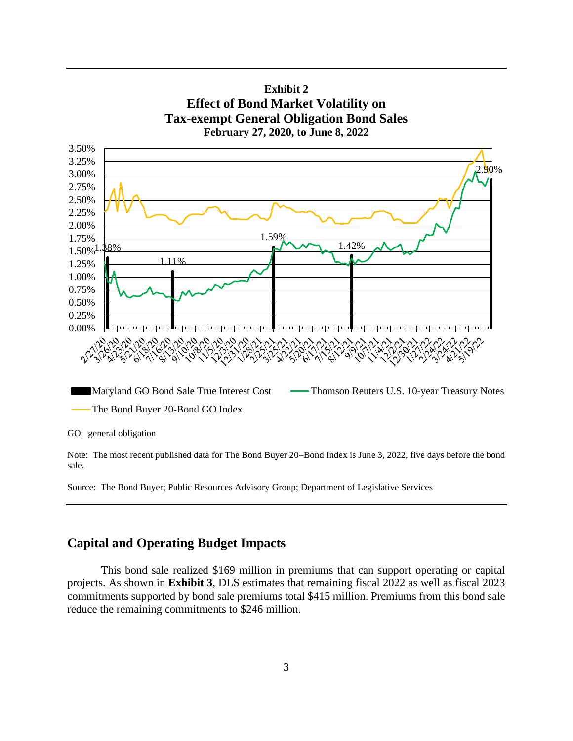**Exhibit 2**
**Effect of Bond Market Volatility on Tax-exempt General Obligation Bond Sales**
**February 27, 2020, to June 8, 2022**

3.50%
3.25%
3.00%
2.75%
2.50%
2.25%
2.00%
1.75%
1.50%
1.25%
1.00%
0.75%
0.50%
0.25%
0.00%

1.38%
1.11%
1.59%
1.42%
2.90%

2/27/20 3/26/20 4/23/20 5/21/20 6/18/20 7/16/20 8/13/20 9/10/20 10/8/20 11/5/20 12/3/20 12/31/20 1/28/21 2/25/21 3/25/21 4/22/21 5/20/21 6/17/21 7/15/21 8/12/21 9/9/21 10/7/21 11/4/21 12/2/21 12/30/21 1/27/22 2/24/22 3/24/22 4/21/22 5/19/22

Maryland GO Bond Sale True Interest Cost
Thomson Reuters U.S. 10-year Treasury Notes
The Bond Buyer 20-Bond GO Index

GO: general obligation

Note: The most recent published data for The Bond Buyer 20–Bond Index is June 3, 2022, five days before the bond sale.

Source: The Bond Buyer; Public Resources Advisory Group; Department of Legislative Services

## Capital and Operating Budget Impacts

This bond sale realized $169 million in premiums that can support operating or capital projects. As shown in **Exhibit 3**, DLS estimates that remaining fiscal 2022 as well as fiscal 2023 commitments supported by bond sale premiums total $415 million. Premiums from this bond sale reduce the remaining commitments to $246 million.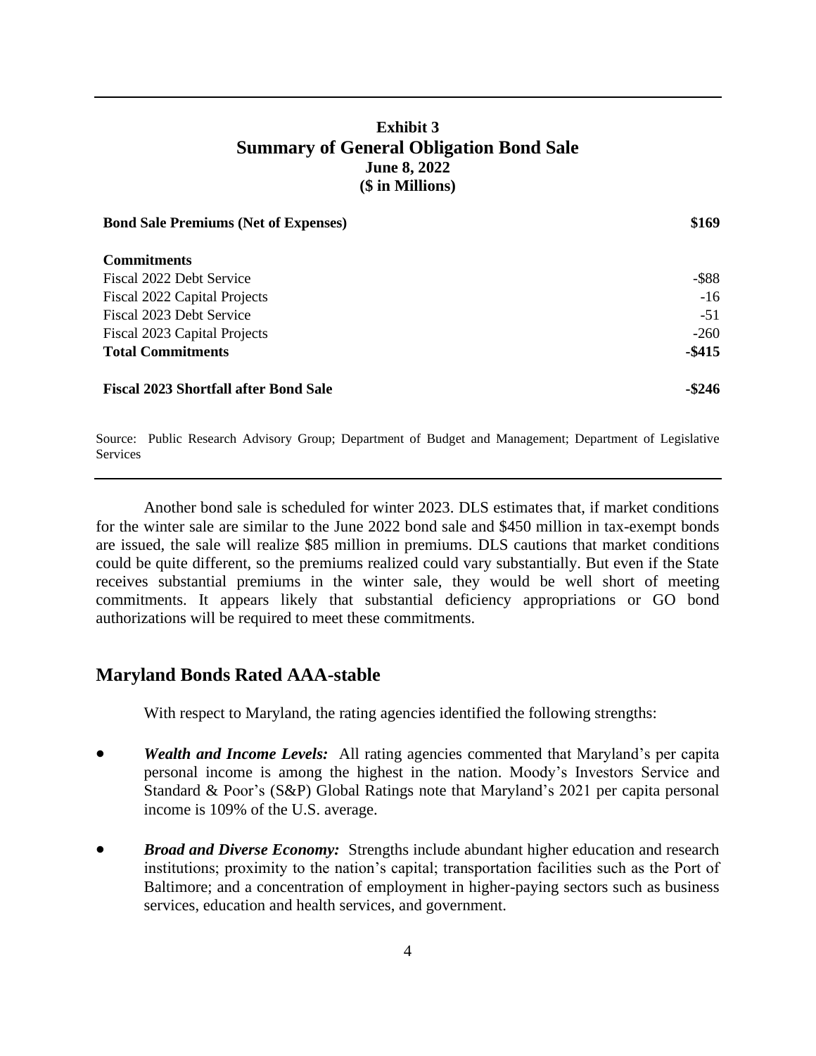**Exhibit 3**
**Summary of General Obligation Bond Sale**
**June 8, 2022**
**($ in Millions)**

| | |
|---|---:|
| **Bond Sale Premiums (Net of Expenses)** | **$169** |
| | |
| **Commitments** | |
| Fiscal 2022 Debt Service | -$88 |
| Fiscal 2022 Capital Projects | -16 |
| Fiscal 2023 Debt Service | -51 |
| Fiscal 2023 Capital Projects | -260 |
| **Total Commitments** | **-$415** |
| | |
| **Fiscal 2023 Shortfall after Bond Sale** | **-$246** |

Source: Public Research Advisory Group; Department of Budget and Management; Department of Legislative Services

Another bond sale is scheduled for winter 2023. DLS estimates that, if market conditions for the winter sale are similar to the June 2022 bond sale and $450 million in tax-exempt bonds are issued, the sale will realize $85 million in premiums. DLS cautions that market conditions could be quite different, so the premiums realized could vary substantially. But even if the State receives substantial premiums in the winter sale, they would be well short of meeting commitments. It appears likely that substantial deficiency appropriations or GO bond authorizations will be required to meet these commitments.

## Maryland Bonds Rated AAA-stable

With respect to Maryland, the rating agencies identified the following strengths:

- ***Wealth and Income Levels:*** All rating agencies commented that Maryland's per capita personal income is among the highest in the nation. Moody's Investors Service and Standard & Poor's (S&P) Global Ratings note that Maryland's 2021 per capita personal income is 109% of the U.S. average.
- ***Broad and Diverse Economy:*** Strengths include abundant higher education and research institutions; proximity to the nation's capital; transportation facilities such as the Port of Baltimore; and a concentration of employment in higher-paying sectors such as business services, education and health services, and government.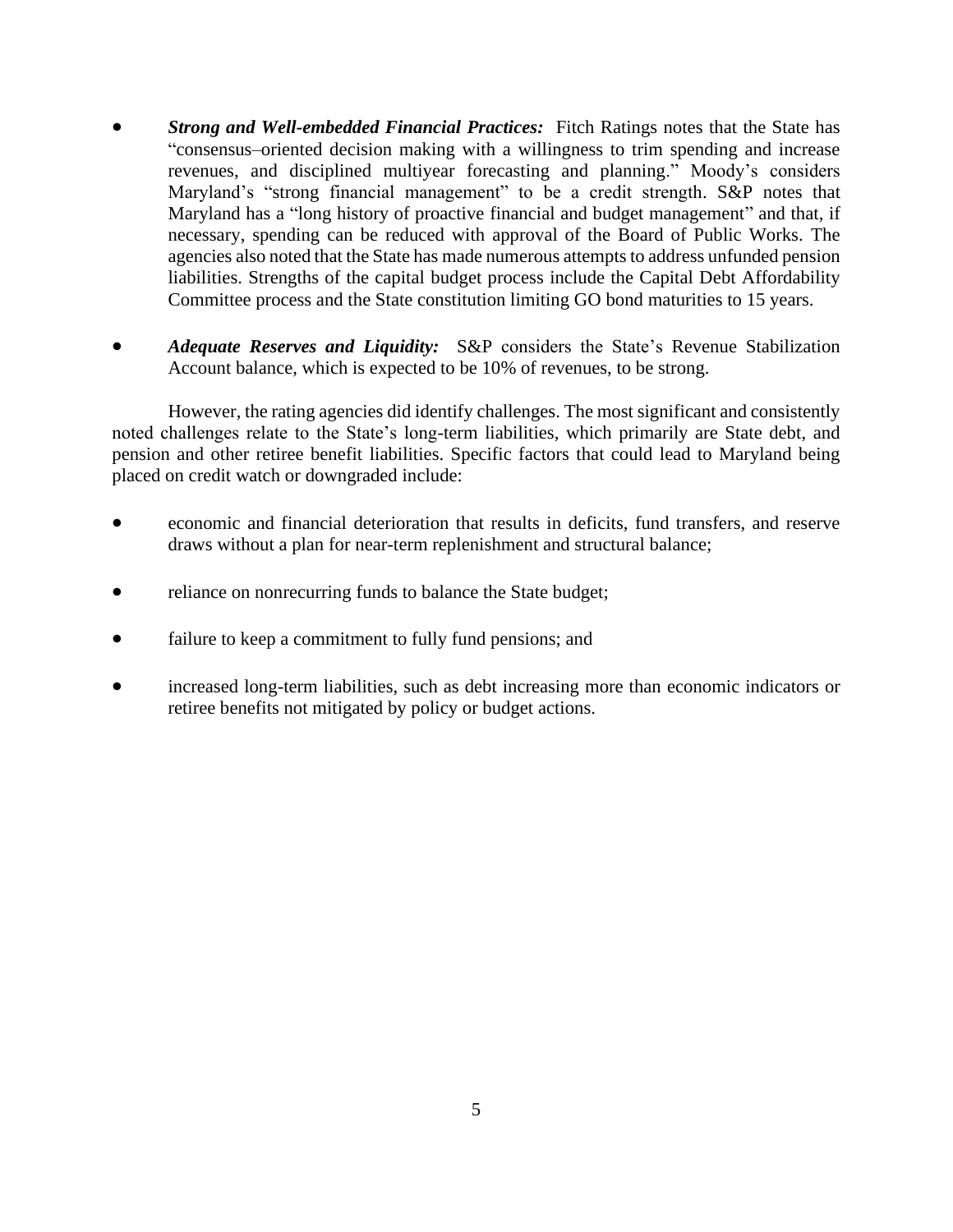- ***Strong and Well-embedded Financial Practices:*** Fitch Ratings notes that the State has "consensus–oriented decision making with a willingness to trim spending and increase revenues, and disciplined multiyear forecasting and planning." Moody's considers Maryland's "strong financial management" to be a credit strength. S&P notes that Maryland has a "long history of proactive financial and budget management" and that, if necessary, spending can be reduced with approval of the Board of Public Works. The agencies also noted that the State has made numerous attempts to address unfunded pension liabilities. Strengths of the capital budget process include the Capital Debt Affordability Committee process and the State constitution limiting GO bond maturities to 15 years.

- ***Adequate Reserves and Liquidity:*** S&P considers the State's Revenue Stabilization Account balance, which is expected to be 10% of revenues, to be strong.

However, the rating agencies did identify challenges. The most significant and consistently noted challenges relate to the State's long-term liabilities, which primarily are State debt, and pension and other retiree benefit liabilities. Specific factors that could lead to Maryland being placed on credit watch or downgraded include:

- economic and financial deterioration that results in deficits, fund transfers, and reserve draws without a plan for near-term replenishment and structural balance;
- reliance on nonrecurring funds to balance the State budget;
- failure to keep a commitment to fully fund pensions; and
- increased long-term liabilities, such as debt increasing more than economic indicators or retiree benefits not mitigated by policy or budget actions.